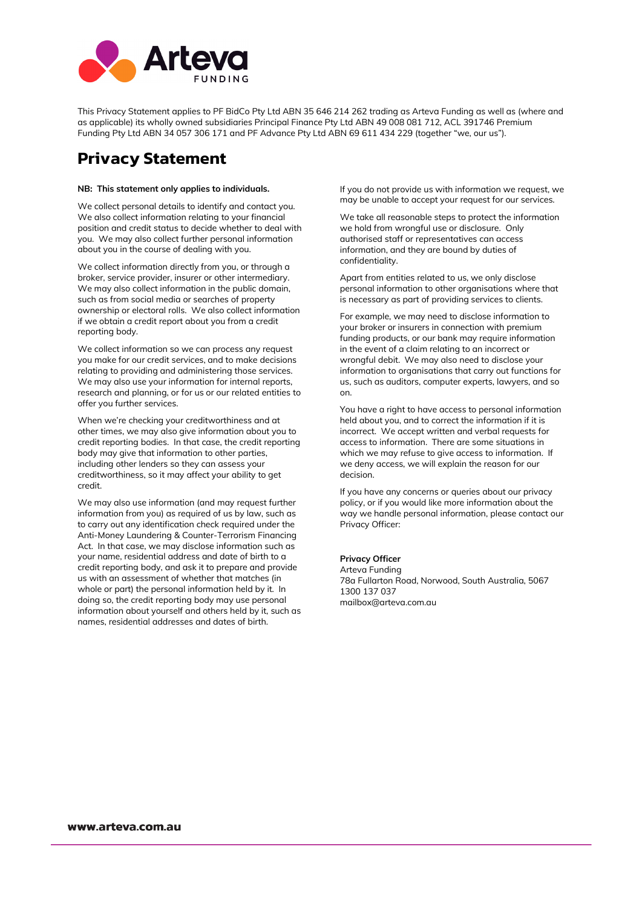This Privacy Statement applies to PF BidCo Pty Ltd ABN 35 646 214 262 trading as Arteva Funding as well as (where and as applicable) its wholly owned subsidiaries Principal Finance Pty Ltd ABN 49 008 081 712, ACL 391746 Premium Funding Pty Ltd ABN 34 057 306 171 and PF Advance Pty Ltd ABN 69 611 434 229 (together "we, our us").

# Privacy Statement

**NB: This statement only applies to individuals.**

We collect personal details to identify and contact you. We also collect information relating to your financial position and credit status to decide whether to deal with you. We may also collect further personal information about you in the course of dealing with you.

We collect information directly from you, or through a broker, service provider, insurer or other intermediary. We may also collect information in the public domain, such as from social media or searches of property ownership or electoral rolls. We also collect information if we obtain a credit report about you from a credit reporting body.

We collect information so we can process any request you make for our credit services, and to make decisions relating to providing and administering those services. We may also use your information for internal reports, research and planning, or for us or our related entities to offer you further services.

When we're checking your creditworthiness and at other times, we may also give information about you to credit reporting bodies. In that case, the credit reporting body may give that information to other parties, including other lenders so they can assess your creditworthiness, so it may affect your ability to get credit.

We may also use information (and may request further information from you) as required of us by law, such as to carry out any identification check required under the Anti-Money Laundering & Counter-Terrorism Financing Act. In that case, we may disclose information such as your name, residential address and date of birth to a credit reporting body, and ask it to prepare and provide us with an assessment of whether that matches (in whole or part) the personal information held by it. In doing so, the credit reporting body may use personal information about yourself and others held by it, such as names, residential addresses and dates of birth.

If you do not provide us with information we request, we may be unable to accept your request for our services.

We take all reasonable steps to protect the information we hold from wrongful use or disclosure. Only authorised staff or representatives can access information, and they are bound by duties of confidentiality.

Apart from entities related to us, we only disclose personal information to other organisations where that is necessary as part of providing services to clients.

For example, we may need to disclose information to your broker or insurers in connection with premium funding products, or our bank may require information in the event of a claim relating to an incorrect or wrongful debit. We may also need to disclose your information to organisations that carry out functions for us, such as auditors, computer experts, lawyers, and so on.

You have a right to have access to personal information held about you, and to correct the information if it is incorrect. We accept written and verbal requests for access to information. There are some situations in which we may refuse to give access to information. If we deny access, we will explain the reason for our decision.

If you have any concerns or queries about our privacy policy, or if you would like more information about the way we handle personal information, please contact our Privacy Officer:

**Privacy Officer**
Arteva Funding
78a Fullarton Road, Norwood, South Australia, 5067
1300 137 037
mailbox@arteva.com.au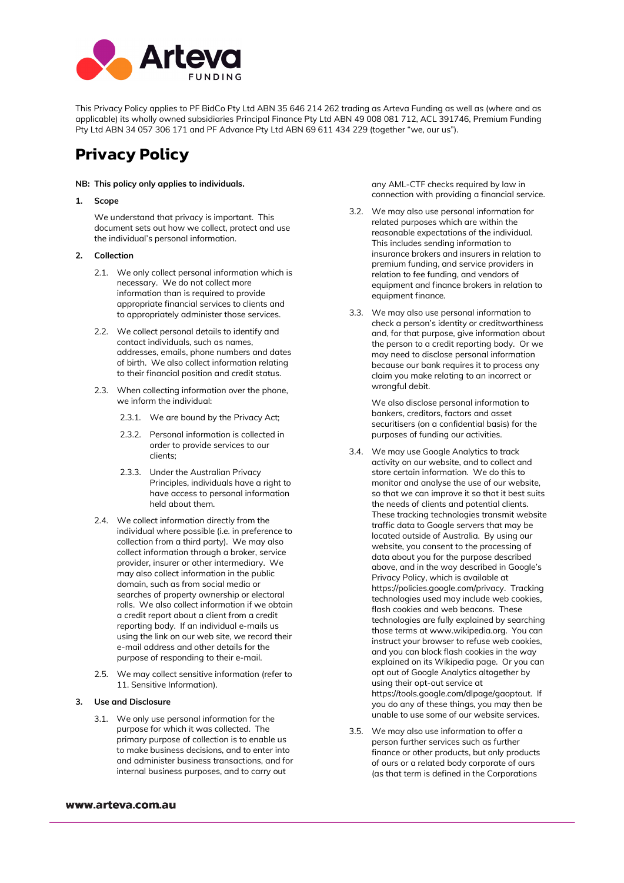This Privacy Policy applies to PF BidCo Pty Ltd ABN 35 646 214 262 trading as Arteva Funding as well as (where and as applicable) its wholly owned subsidiaries Principal Finance Pty Ltd ABN 49 008 081 712, ACL 391746, Premium Funding Pty Ltd ABN 34 057 306 171 and PF Advance Pty Ltd ABN 69 611 434 229 (together "we, our us").

# Privacy Policy

**NB: This policy only applies to individuals.**

**1. Scope**

We understand that privacy is important. This document sets out how we collect, protect and use the individual's personal information.

**2. Collection**

2.1. We only collect personal information which is necessary. We do not collect more information than is required to provide appropriate financial services to clients and to appropriately administer those services.

2.2. We collect personal details to identify and contact individuals, such as names, addresses, emails, phone numbers and dates of birth. We also collect information relating to their financial position and credit status.

2.3. When collecting information over the phone, we inform the individual:

2.3.1. We are bound by the Privacy Act;

2.3.2. Personal information is collected in order to provide services to our clients;

2.3.3. Under the Australian Privacy Principles, individuals have a right to have access to personal information held about them.

2.4. We collect information directly from the individual where possible (i.e. in preference to collection from a third party). We may also collect information through a broker, service provider, insurer or other intermediary. We may also collect information in the public domain, such as from social media or searches of property ownership or electoral rolls. We also collect information if we obtain a credit report about a client from a credit reporting body. If an individual e-mails us using the link on our web site, we record their e-mail address and other details for the purpose of responding to their e-mail.

2.5. We may collect sensitive information (refer to 11. Sensitive Information).

**3. Use and Disclosure**

3.1. We only use personal information for the purpose for which it was collected. The primary purpose of collection is to enable us to make business decisions, and to enter into and administer business transactions, and for internal business purposes, and to carry out any AML-CTF checks required by law in connection with providing a financial service.

3.2. We may also use personal information for related purposes which are within the reasonable expectations of the individual. This includes sending information to insurance brokers and insurers in relation to premium funding, and service providers in relation to fee funding, and vendors of equipment and finance brokers in relation to equipment finance.

3.3. We may also use personal information to check a person's identity or creditworthiness and, for that purpose, give information about the person to a credit reporting body. Or we may need to disclose personal information because our bank requires it to process any claim you make relating to an incorrect or wrongful debit.

We also disclose personal information to bankers, creditors, factors and asset securitisers (on a confidential basis) for the purposes of funding our activities.

3.4. We may use Google Analytics to track activity on our website, and to collect and store certain information. We do this to monitor and analyse the use of our website, so that we can improve it so that it best suits the needs of clients and potential clients. These tracking technologies transmit website traffic data to Google servers that may be located outside of Australia. By using our website, you consent to the processing of data about you for the purpose described above, and in the way described in Google's Privacy Policy, which is available at https://policies.google.com/privacy. Tracking technologies used may include web cookies, flash cookies and web beacons. These technologies are fully explained by searching those terms at www.wikipedia.org. You can instruct your browser to refuse web cookies, and you can block flash cookies in the way explained on its Wikipedia page. Or you can opt out of Google Analytics altogether by using their opt-out service at https://tools.google.com/dlpage/gaoptout. If you do any of these things, you may then be unable to use some of our website services.

3.5. We may also use information to offer a person further services such as further finance or other products, but only products of ours or a related body corporate of ours (as that term is defined in the Corporations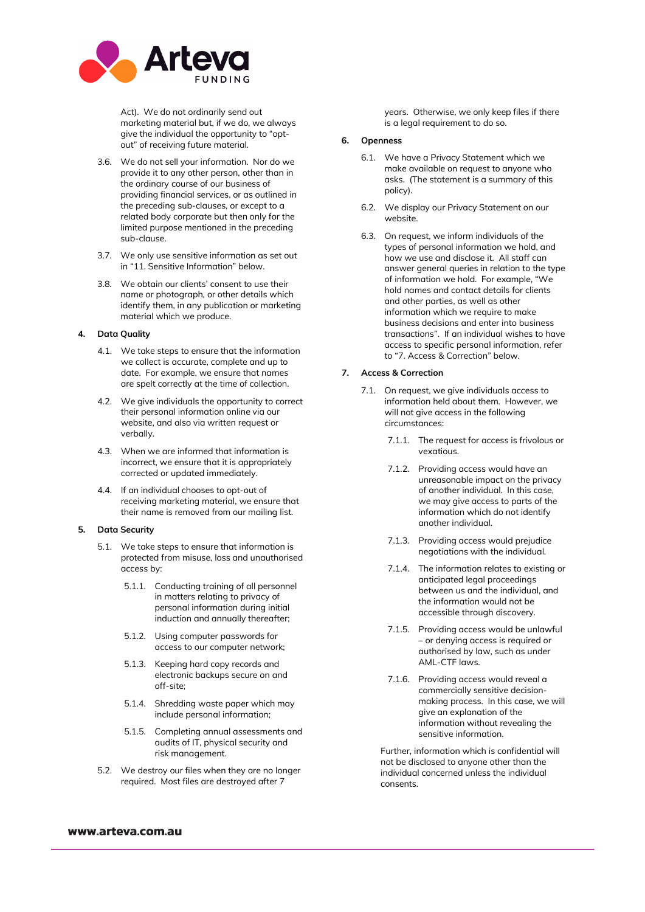Act). We do not ordinarily send out marketing material but, if we do, we always give the individual the opportunity to "opt-out" of receiving future material.

3.6. We do not sell your information. Nor do we provide it to any other person, other than in the ordinary course of our business of providing financial services, or as outlined in the preceding sub-clauses, or except to a related body corporate but then only for the limited purpose mentioned in the preceding sub-clause.

3.7. We only use sensitive information as set out in "11. Sensitive Information" below.

3.8. We obtain our clients' consent to use their name or photograph, or other details which identify them, in any publication or marketing material which we produce.

**4. Data Quality**

4.1. We take steps to ensure that the information we collect is accurate, complete and up to date. For example, we ensure that names are spelt correctly at the time of collection.

4.2. We give individuals the opportunity to correct their personal information online via our website, and also via written request or verbally.

4.3. When we are informed that information is incorrect, we ensure that it is appropriately corrected or updated immediately.

4.4. If an individual chooses to opt-out of receiving marketing material, we ensure that their name is removed from our mailing list.

**5. Data Security**

5.1. We take steps to ensure that information is protected from misuse, loss and unauthorised access by:

5.1.1. Conducting training of all personnel in matters relating to privacy of personal information during initial induction and annually thereafter;

5.1.2. Using computer passwords for access to our computer network;

5.1.3. Keeping hard copy records and electronic backups secure on and off-site;

5.1.4. Shredding waste paper which may include personal information;

5.1.5. Completing annual assessments and audits of IT, physical security and risk management.

5.2. We destroy our files when they are no longer required. Most files are destroyed after 7 years. Otherwise, we only keep files if there is a legal requirement to do so.

**6. Openness**

6.1. We have a Privacy Statement which we make available on request to anyone who asks. (The statement is a summary of this policy).

6.2. We display our Privacy Statement on our website.

6.3. On request, we inform individuals of the types of personal information we hold, and how we use and disclose it. All staff can answer general queries in relation to the type of information we hold. For example, "We hold names and contact details for clients and other parties, as well as other information which we require to make business decisions and enter into business transactions". If an individual wishes to have access to specific personal information, refer to "7. Access & Correction" below.

**7. Access & Correction**

7.1. On request, we give individuals access to information held about them. However, we will not give access in the following circumstances:

7.1.1. The request for access is frivolous or vexatious.

7.1.2. Providing access would have an unreasonable impact on the privacy of another individual. In this case, we may give access to parts of the information which do not identify another individual.

7.1.3. Providing access would prejudice negotiations with the individual.

7.1.4. The information relates to existing or anticipated legal proceedings between us and the individual, and the information would not be accessible through discovery.

7.1.5. Providing access would be unlawful – or denying access is required or authorised by law, such as under AML-CTF laws.

7.1.6. Providing access would reveal a commercially sensitive decision-making process. In this case, we will give an explanation of the information without revealing the sensitive information.

Further, information which is confidential will not be disclosed to anyone other than the individual concerned unless the individual consents.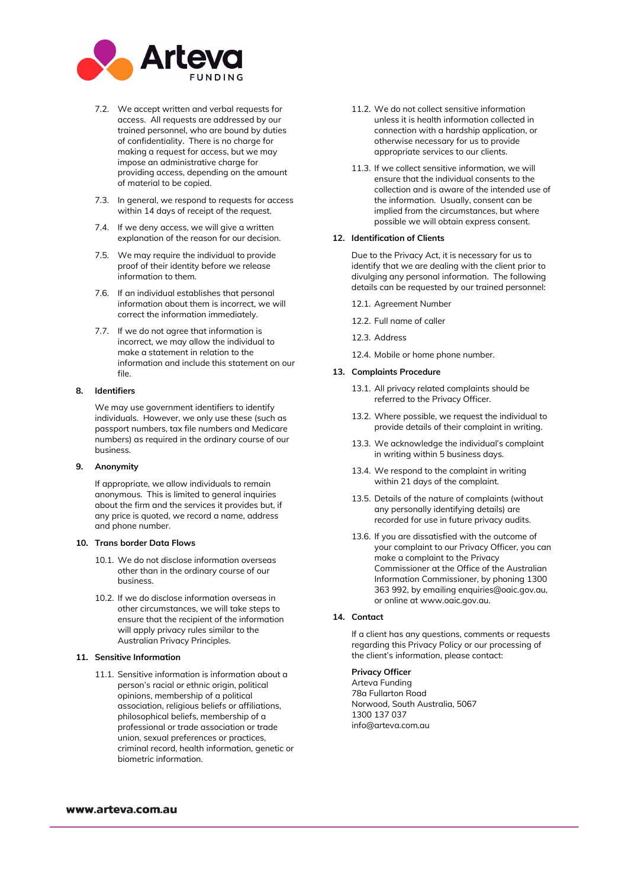7.2. We accept written and verbal requests for access. All requests are addressed by our trained personnel, who are bound by duties of confidentiality. There is no charge for making a request for access, but we may impose an administrative charge for providing access, depending on the amount of material to be copied.

7.3. In general, we respond to requests for access within 14 days of receipt of the request.

7.4. If we deny access, we will give a written explanation of the reason for our decision.

7.5. We may require the individual to provide proof of their identity before we release information to them.

7.6. If an individual establishes that personal information about them is incorrect, we will correct the information immediately.

7.7. If we do not agree that information is incorrect, we may allow the individual to make a statement in relation to the information and include this statement on our file.

## 8. Identifiers

We may use government identifiers to identify individuals. However, we only use these (such as passport numbers, tax file numbers and Medicare numbers) as required in the ordinary course of our business.

## 9. Anonymity

If appropriate, we allow individuals to remain anonymous. This is limited to general inquiries about the firm and the services it provides but, if any price is quoted, we record a name, address and phone number.

## 10. Trans border Data Flows

10.1. We do not disclose information overseas other than in the ordinary course of our business.

10.2. If we do disclose information overseas in other circumstances, we will take steps to ensure that the recipient of the information will apply privacy rules similar to the Australian Privacy Principles.

## 11. Sensitive Information

11.1. Sensitive information is information about a person's racial or ethnic origin, political opinions, membership of a political association, religious beliefs or affiliations, philosophical beliefs, membership of a professional or trade association or trade union, sexual preferences or practices, criminal record, health information, genetic or biometric information.

11.2. We do not collect sensitive information unless it is health information collected in connection with a hardship application, or otherwise necessary for us to provide appropriate services to our clients.

11.3. If we collect sensitive information, we will ensure that the individual consents to the collection and is aware of the intended use of the information. Usually, consent can be implied from the circumstances, but where possible we will obtain express consent.

## 12. Identification of Clients

Due to the Privacy Act, it is necessary for us to identify that we are dealing with the client prior to divulging any personal information. The following details can be requested by our trained personnel:

12.1. Agreement Number

12.2. Full name of caller

12.3. Address

12.4. Mobile or home phone number.

## 13. Complaints Procedure

13.1. All privacy related complaints should be referred to the Privacy Officer.

13.2. Where possible, we request the individual to provide details of their complaint in writing.

13.3. We acknowledge the individual's complaint in writing within 5 business days.

13.4. We respond to the complaint in writing within 21 days of the complaint.

13.5. Details of the nature of complaints (without any personally identifying details) are recorded for use in future privacy audits.

13.6. If you are dissatisfied with the outcome of your complaint to our Privacy Officer, you can make a complaint to the Privacy Commissioner at the Office of the Australian Information Commissioner, by phoning 1300 363 992, by emailing enquiries@oaic.gov.au, or online at www.oaic.gov.au.

## 14. Contact

If a client has any questions, comments or requests regarding this Privacy Policy or our processing of the client's information, please contact:

**Privacy Officer**
Arteva Funding
78a Fullarton Road
Norwood, South Australia, 5067
1300 137 037
info@arteva.com.au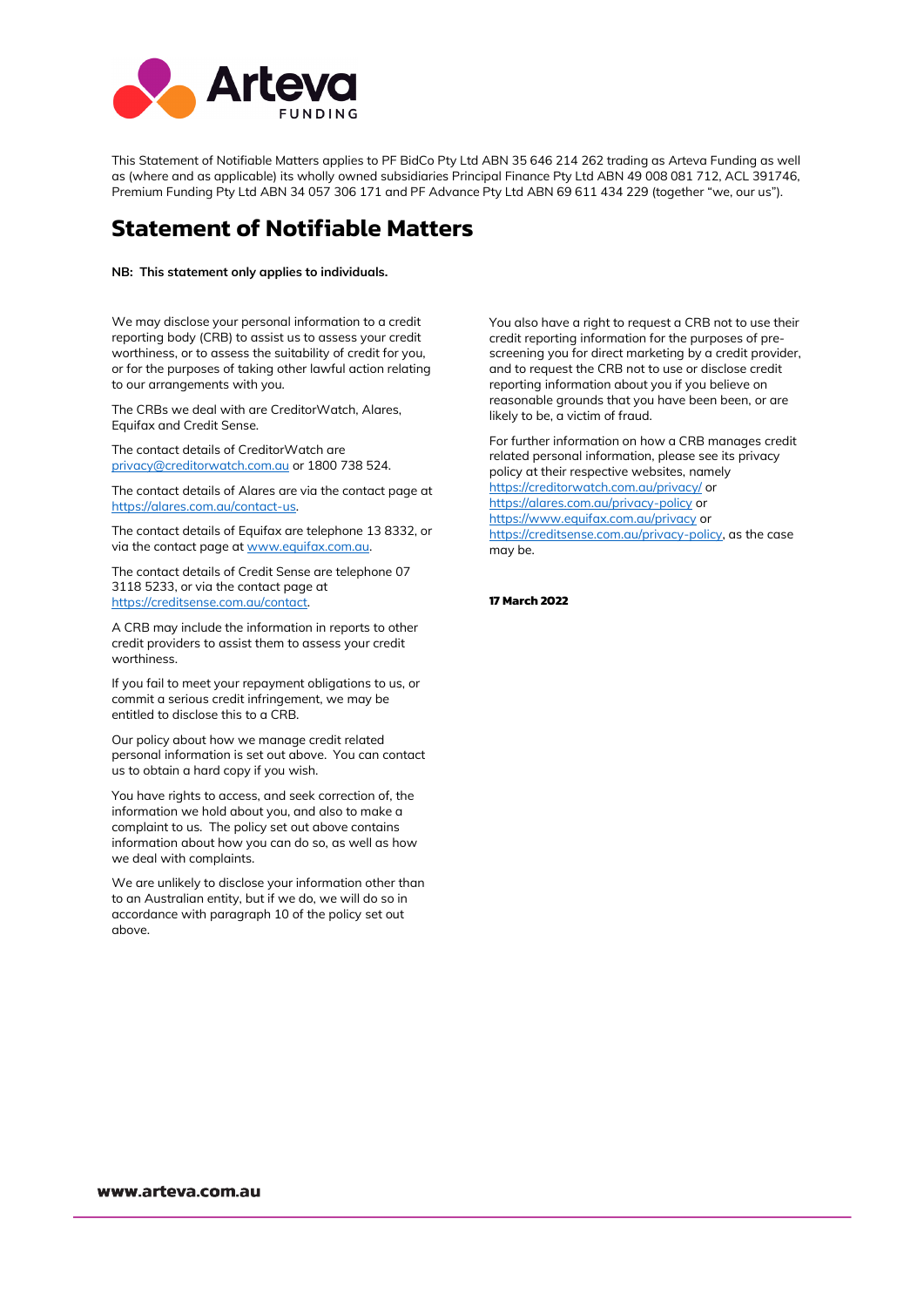This Statement of Notifiable Matters applies to PF BidCo Pty Ltd ABN 35 646 214 262 trading as Arteva Funding as well as (where and as applicable) its wholly owned subsidiaries Principal Finance Pty Ltd ABN 49 008 081 712, ACL 391746, Premium Funding Pty Ltd ABN 34 057 306 171 and PF Advance Pty Ltd ABN 69 611 434 229 (together "we, our us").

# Statement of Notifiable Matters

**NB: This statement only applies to individuals.**

We may disclose your personal information to a credit reporting body (CRB) to assist us to assess your credit worthiness, or to assess the suitability of credit for you, or for the purposes of taking other lawful action relating to our arrangements with you.

The CRBs we deal with are CreditorWatch, Alares, Equifax and Credit Sense.

The contact details of CreditorWatch are privacy@creditorwatch.com.au or 1800 738 524.

The contact details of Alares are via the contact page at https://alares.com.au/contact-us.

The contact details of Equifax are telephone 13 8332, or via the contact page at www.equifax.com.au.

The contact details of Credit Sense are telephone 07 3118 5233, or via the contact page at https://creditsense.com.au/contact.

A CRB may include the information in reports to other credit providers to assist them to assess your credit worthiness.

If you fail to meet your repayment obligations to us, or commit a serious credit infringement, we may be entitled to disclose this to a CRB.

Our policy about how we manage credit related personal information is set out above. You can contact us to obtain a hard copy if you wish.

You have rights to access, and seek correction of, the information we hold about you, and also to make a complaint to us. The policy set out above contains information about how you can do so, as well as how we deal with complaints.

We are unlikely to disclose your information other than to an Australian entity, but if we do, we will do so in accordance with paragraph 10 of the policy set out above.

You also have a right to request a CRB not to use their credit reporting information for the purposes of pre-screening you for direct marketing by a credit provider, and to request the CRB not to use or disclose credit reporting information about you if you believe on reasonable grounds that you have been been, or are likely to be, a victim of fraud.

For further information on how a CRB manages credit related personal information, please see its privacy policy at their respective websites, namely https://creditorwatch.com.au/privacy/ or https://alares.com.au/privacy-policy or https://www.equifax.com.au/privacy or https://creditsense.com.au/privacy-policy, as the case may be.

**17 March 2022**